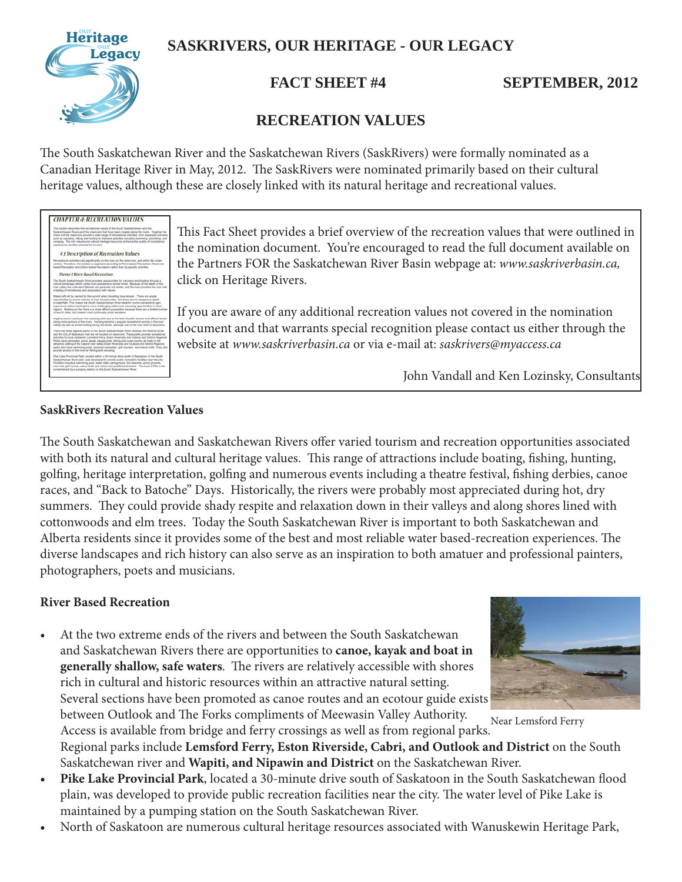# SASKRIVERS, OUR HERITAGE - OUR LEGACY

## FACT SHEET #4 SEPTEMBER, 2012

## RECREATION VALUES

The South Saskatchewan River and the Saskatchewan Rivers (SaskRivers) were formally nominated as a Canadian Heritage River in May, 2012. The SaskRivers were nominated primarily based on their cultural heritage values, although these are closely linked with its natural heritage and recreational values.

This Fact Sheet provides a brief overview of the recreation values that were outlined in the nomination document. You're encouraged to read the full document available on the Partners FOR the Saskatchewan River Basin webpage at: *www.saskriverbasin.ca,* click on Heritage Rivers.

If you are aware of any additional recreation values not covered in the nomination document and that warrants special recognition please contact us either through the website at *www.saskriverbasin.ca* or via e-mail at: *saskrivers@myaccess.ca*

John Vandall and Ken Lozinsky, Consultants

**SaskRivers Recreation Values**

The South Saskatchewan and Saskatchewan Rivers offer varied tourism and recreation opportunities associated with both its natural and cultural heritage values. This range of attractions include boating, fishing, hunting, golfing, heritage interpretation, golfing and numerous events including a theatre festival, fishing derbies, canoe races, and "Back to Batoche" Days. Historically, the rivers were probably most appreciated during hot, dry summers. They could provide shady respite and relaxation down in their valleys and along shores lined with cottonwoods and elm trees. Today the South Saskatchewan River is important to both Saskatchewan and Alberta residents since it provides some of the best and most reliable water based-recreation experiences. The diverse landscapes and rich history can also serve as an inspiration to both amatuer and professional painters, photographers, poets and musicians.

**River Based Recreation**

- At the two extreme ends of the rivers and between the South Saskatchewan and Saskatchewan Rivers there are opportunities to **canoe, kayak and boat in generally shallow, safe waters**. The rivers are relatively accessible with shores rich in cultural and historic resources within an attractive natural setting. Several sections have been promoted as canoe routes and an ecotour guide exists between Outlook and The Forks compliments of Meewasin Valley Authority. Access is available from bridge and ferry crossings as well as from regional parks. Regional parks include **Lemsford Ferry, Eston Riverside, Cabri, and Outlook and District** on the South Saskatchewan river and **Wapiti, and Nipawin and District** on the Saskatchewan River.

Near Lemsford Ferry

- **Pike Lake Provincial Park**, located a 30-minute drive south of Saskatoon in the South Saskatchewan flood plain, was developed to provide public recreation facilities near the city. The water level of Pike Lake is maintained by a pumping station on the South Saskatchewan River.
- North of Saskatoon are numerous cultural heritage resources associated with Wanuskewin Heritage Park,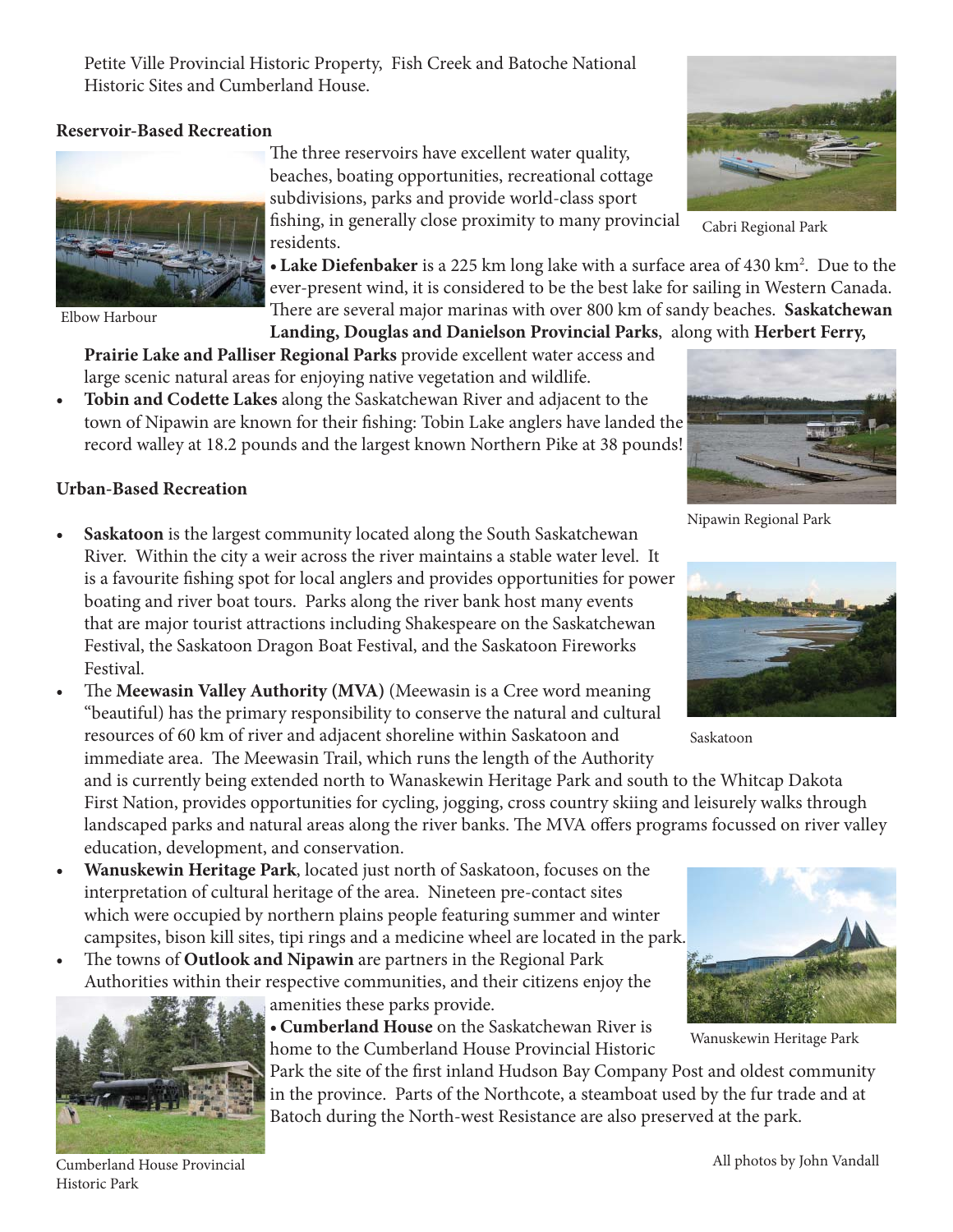Petite Ville Provincial Historic Property, Fish Creek and Batoche National Historic Sites and Cumberland House.

**Reservoir-Based Recreation**

The three reservoirs have excellent water quality, beaches, boating opportunities, recreational cottage subdivisions, parks and provide world-class sport fishing, in generally close proximity to many provincial residents.

- **Lake Diefenbaker** is a 225 km long lake with a surface area of 430 km$^2$. Due to the ever-present wind, it is considered to be the best lake for sailing in Western Canada. There are several major marinas with over 800 km of sandy beaches. **Saskatchewan Landing, Douglas and Danielson Provincial Parks**, along with **Herbert Ferry, Prairie Lake and Palliser Regional Parks** provide excellent water access and large scenic natural areas for enjoying native vegetation and wildlife.
- **Tobin and Codette Lakes** along the Saskatchewan River and adjacent to the town of Nipawin are known for their fishing: Tobin Lake anglers have landed the record walley at 18.2 pounds and the largest known Northern Pike at 38 pounds!

Elbow Harbour

Cabri Regional Park

Nipawin Regional Park

**Urban-Based Recreation**

- **Saskatoon** is the largest community located along the South Saskatchewan River. Within the city a weir across the river maintains a stable water level. It is a favourite fishing spot for local anglers and provides opportunities for power boating and river boat tours. Parks along the river bank host many events that are major tourist attractions including Shakespeare on the Saskatchewan Festival, the Saskatoon Dragon Boat Festival, and the Saskatoon Fireworks Festival.
- The **Meewasin Valley Authority (MVA)** (Meewasin is a Cree word meaning "beautiful) has the primary responsibility to conserve the natural and cultural resources of 60 km of river and adjacent shoreline within Saskatoon and immediate area. The Meewasin Trail, which runs the length of the Authority and is currently being extended north to Wanaskewin Heritage Park and south to the Whitcap Dakota First Nation, provides opportunities for cycling, jogging, cross country skiing and leisurely walks through landscaped parks and natural areas along the river banks. The MVA offers programs focussed on river valley education, development, and conservation.
- **Wanuskewin Heritage Park**, located just north of Saskatoon, focuses on the interpretation of cultural heritage of the area. Nineteen pre-contact sites which were occupied by northern plains people featuring summer and winter campsites, bison kill sites, tipi rings and a medicine wheel are located in the park.
- The towns of **Outlook and Nipawin** are partners in the Regional Park Authorities within their respective communities, and their citizens enjoy the amenities these parks provide.
- **Cumberland House** on the Saskatchewan River is home to the Cumberland House Provincial Historic Park the site of the first inland Hudson Bay Company Post and oldest community in the province. Parts of the Northcote, a steamboat used by the fur trade and at Batoch during the North-west Resistance are also preserved at the park.

Saskatoon

Wanuskewin Heritage Park

Cumberland House Provincial Historic Park

All photos by John Vandall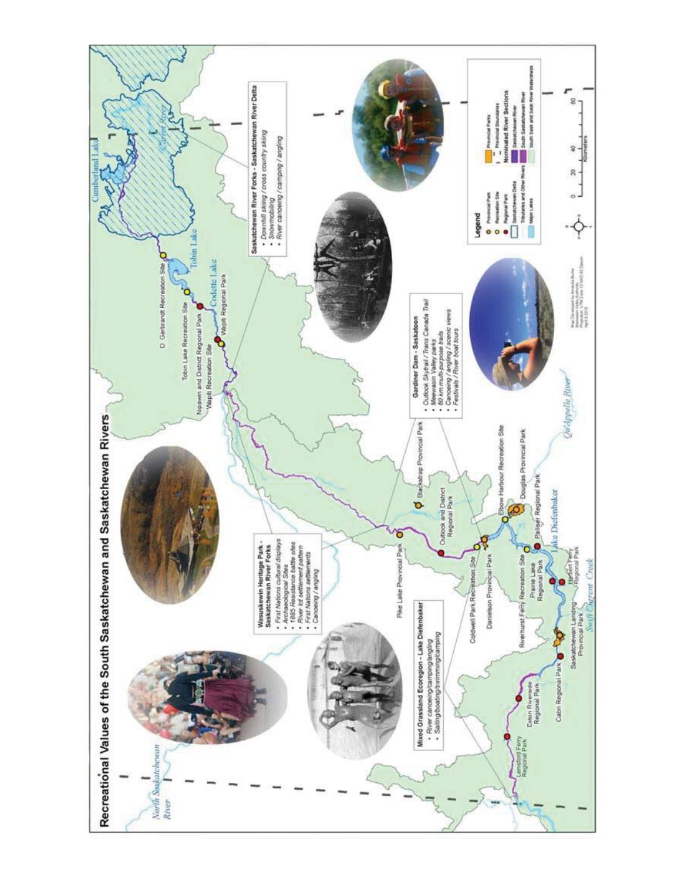# Recreational Values of the South Saskatchewan and Saskatchewan Rivers

**Saskatchewan River Forks - Saskatchewan River Delta**

- *Downhill skiing / cross country skiing*
- *Snowmobiling*
- *River canoeing / camping / angling*

**Gardiner Dam - Saskatoon**

- *Outlook Skytrail / Trans Canada Trail*
- *Meewasin Valley parks*
- *60 km multi-purpose trails*
- *Canoeing / angling / scenic views*
- *Festivals / River boat tours*

**Wasuskewin Heritage Park - Saskatchewan River Forks**

- *First Nations cultural displays*
- *Archaeological Sites*
- *1885 Resistance battle sites*
- *River lot settlement pattern*
- *First Nations settlements*
- *Canoeing / angling*

**Mixed Grassland Ecoregion - Lake Diefenbaker**

- *River canoeing/camping/angling*
- *Sailing/boating/swimming/camping*

Cumberland Lake
Torch River
Tobin Lake
Codette Lake
D. Gerbrandt Recreation Site
Tobin Lake Recreation Site
Nipawin and District Regional Park
Wapiti Recreation Site
Wapiti Regional Park
North Saskatchewan River
Pike Lake Provincial Park
Blackstrap Provincial Park
Outlook and District Regional Park
Coldwell Park Recreation Site
Danielson Provincial Park
Elbow Harbour Recreation Site
Douglas Provincial Park
Palliser Regional Park
Lake Diefenbaker
Riverhurst Ferry Recreation Site
Prairie Lake Regional Park
Herbert Ferry Regional Park
Saskatchewan Landing Provincial Park
Cabri Regional Park
Eston Riverside Regional Park
Lemsford Ferry Regional Park
Swift Current Creek
Qu'Appelle River

**Legend**

Provincial Park
Recreation Site
Regional Park
Saskatchewan Delta
Tributaries and Other Rivers
Major Lakes
Provincial Parks
Provincial Boundaries
**Nominated River Sections**
Saskatchewan River
South Saskatchewan River
South Sask and Sask River Watersheds

0 20 40 80
Kilometers

Map Developed by Amanda Burke
Meewasin Valley Authority
Projection: UTM Zone 13 NAD 83 Datum
April 8 2016